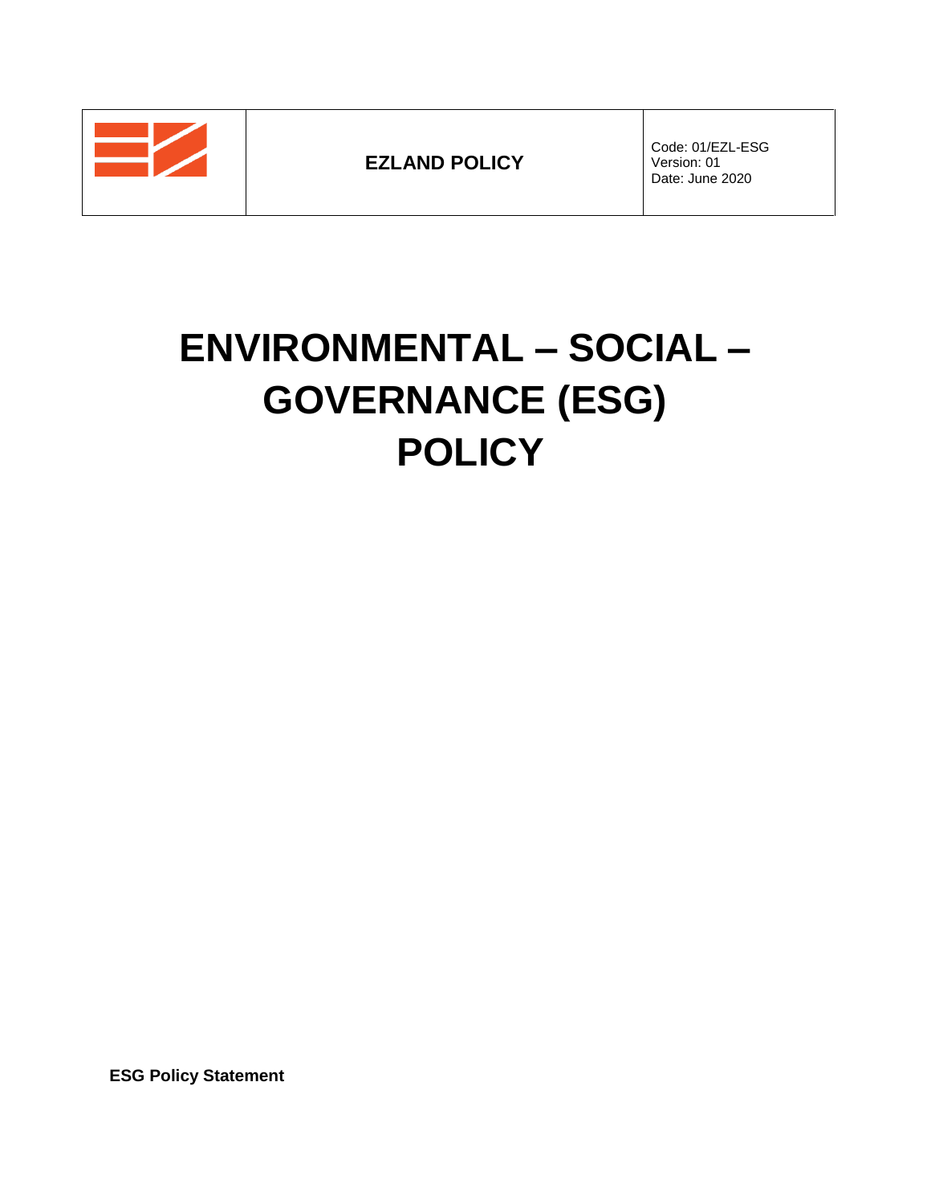| | EZLAND POLICY | Code: 01/EZL-ESG<br>Version: 01<br>Date: June 2020 |
|---|---|---|

# ENVIRONMENTAL – SOCIAL – GOVERNANCE (ESG) POLICY

**ESG Policy Statement**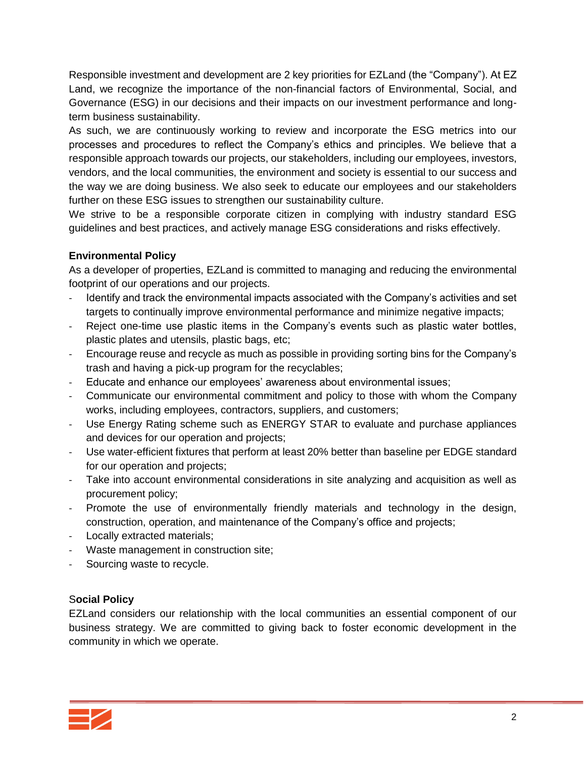Responsible investment and development are 2 key priorities for EZLand (the "Company"). At EZ Land, we recognize the importance of the non-financial factors of Environmental, Social, and Governance (ESG) in our decisions and their impacts on our investment performance and long-term business sustainability.

As such, we are continuously working to review and incorporate the ESG metrics into our processes and procedures to reflect the Company's ethics and principles. We believe that a responsible approach towards our projects, our stakeholders, including our employees, investors, vendors, and the local communities, the environment and society is essential to our success and the way we are doing business. We also seek to educate our employees and our stakeholders further on these ESG issues to strengthen our sustainability culture.

We strive to be a responsible corporate citizen in complying with industry standard ESG guidelines and best practices, and actively manage ESG considerations and risks effectively.

**Environmental Policy**

As a developer of properties, EZLand is committed to managing and reducing the environmental footprint of our operations and our projects.

- Identify and track the environmental impacts associated with the Company's activities and set targets to continually improve environmental performance and minimize negative impacts;
- Reject one-time use plastic items in the Company's events such as plastic water bottles, plastic plates and utensils, plastic bags, etc;
- Encourage reuse and recycle as much as possible in providing sorting bins for the Company's trash and having a pick-up program for the recyclables;
- Educate and enhance our employees' awareness about environmental issues;
- Communicate our environmental commitment and policy to those with whom the Company works, including employees, contractors, suppliers, and customers;
- Use Energy Rating scheme such as ENERGY STAR to evaluate and purchase appliances and devices for our operation and projects;
- Use water-efficient fixtures that perform at least 20% better than baseline per EDGE standard for our operation and projects;
- Take into account environmental considerations in site analyzing and acquisition as well as procurement policy;
- Promote the use of environmentally friendly materials and technology in the design, construction, operation, and maintenance of the Company's office and projects;
- Locally extracted materials;
- Waste management in construction site;
- Sourcing waste to recycle.

**Social Policy**

EZLand considers our relationship with the local communities an essential component of our business strategy. We are committed to giving back to foster economic development in the community in which we operate.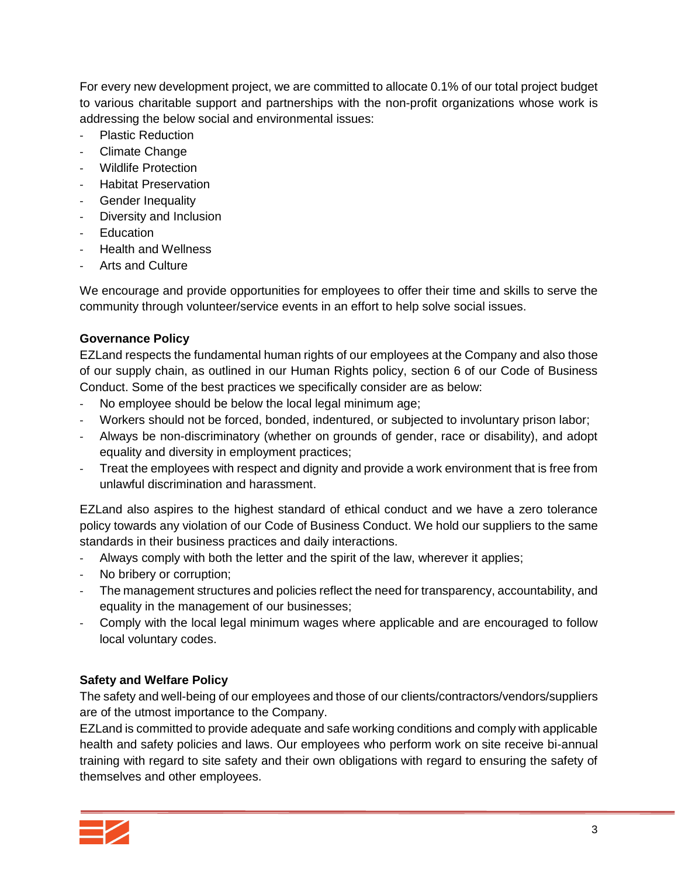For every new development project, we are committed to allocate 0.1% of our total project budget to various charitable support and partnerships with the non-profit organizations whose work is addressing the below social and environmental issues:

- Plastic Reduction
- Climate Change
- Wildlife Protection
- Habitat Preservation
- Gender Inequality
- Diversity and Inclusion
- Education
- Health and Wellness
- Arts and Culture

We encourage and provide opportunities for employees to offer their time and skills to serve the community through volunteer/service events in an effort to help solve social issues.

**Governance Policy**

EZLand respects the fundamental human rights of our employees at the Company and also those of our supply chain, as outlined in our Human Rights policy, section 6 of our Code of Business Conduct. Some of the best practices we specifically consider are as below:

- No employee should be below the local legal minimum age;
- Workers should not be forced, bonded, indentured, or subjected to involuntary prison labor;
- Always be non-discriminatory (whether on grounds of gender, race or disability), and adopt equality and diversity in employment practices;
- Treat the employees with respect and dignity and provide a work environment that is free from unlawful discrimination and harassment.

EZLand also aspires to the highest standard of ethical conduct and we have a zero tolerance policy towards any violation of our Code of Business Conduct. We hold our suppliers to the same standards in their business practices and daily interactions.

- Always comply with both the letter and the spirit of the law, wherever it applies;
- No bribery or corruption;
- The management structures and policies reflect the need for transparency, accountability, and equality in the management of our businesses;
- Comply with the local legal minimum wages where applicable and are encouraged to follow local voluntary codes.

**Safety and Welfare Policy**

The safety and well-being of our employees and those of our clients/contractors/vendors/suppliers are of the utmost importance to the Company.

EZLand is committed to provide adequate and safe working conditions and comply with applicable health and safety policies and laws. Our employees who perform work on site receive bi-annual training with regard to site safety and their own obligations with regard to ensuring the safety of themselves and other employees.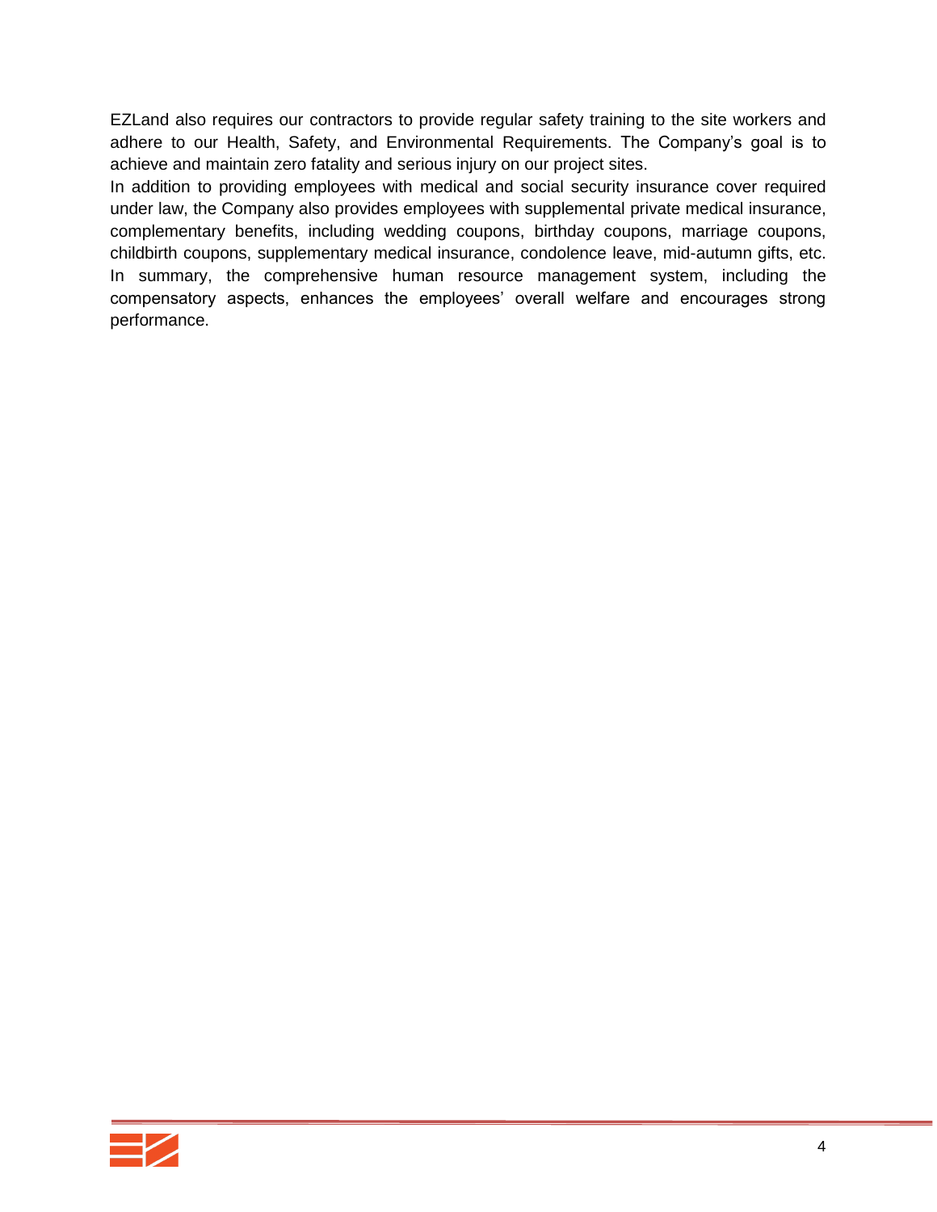EZLand also requires our contractors to provide regular safety training to the site workers and adhere to our Health, Safety, and Environmental Requirements. The Company's goal is to achieve and maintain zero fatality and serious injury on our project sites.

In addition to providing employees with medical and social security insurance cover required under law, the Company also provides employees with supplemental private medical insurance, complementary benefits, including wedding coupons, birthday coupons, marriage coupons, childbirth coupons, supplementary medical insurance, condolence leave, mid-autumn gifts, etc.

In summary, the comprehensive human resource management system, including the compensatory aspects, enhances the employees' overall welfare and encourages strong performance.